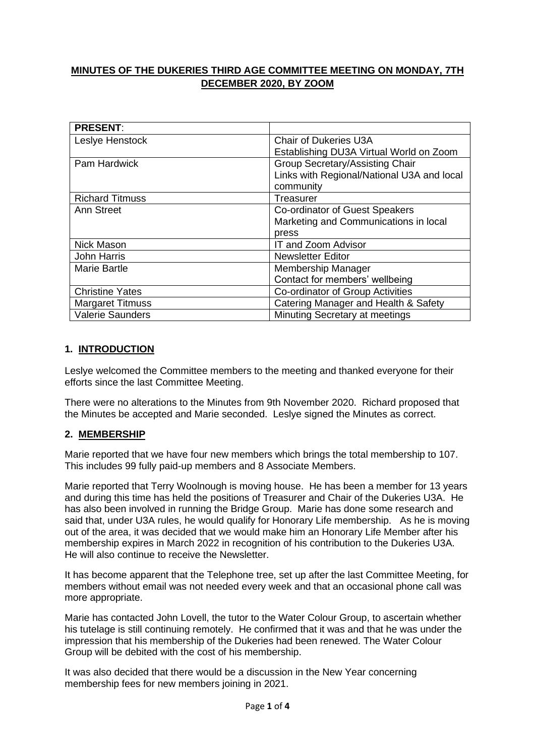# MINUTES OF THE DUKERIES THIRD AGE COMMITTEE MEETING ON MONDAY, 7TH DECEMBER 2020, BY ZOOM

| PRESENT: | |
|---|---|
| Leslye Henstock | Chair of Dukeries U3A<br>Establishing DU3A Virtual World on Zoom |
| Pam Hardwick | Group Secretary/Assisting Chair<br>Links with Regional/National U3A and local community |
| Richard Titmuss | Treasurer |
| Ann Street | Co-ordinator of Guest Speakers<br>Marketing and Communications in local press |
| Nick Mason | IT and Zoom Advisor |
| John Harris | Newsletter Editor |
| Marie Bartle | Membership Manager<br>Contact for members' wellbeing |
| Christine Yates | Co-ordinator of Group Activities |
| Margaret Titmuss | Catering Manager and Health & Safety |
| Valerie Saunders | Minuting Secretary at meetings |

## 1. INTRODUCTION

Leslye welcomed the Committee members to the meeting and thanked everyone for their efforts since the last Committee Meeting.

There were no alterations to the Minutes from 9th November 2020. Richard proposed that the Minutes be accepted and Marie seconded. Leslye signed the Minutes as correct.

## 2. MEMBERSHIP

Marie reported that we have four new members which brings the total membership to 107. This includes 99 fully paid-up members and 8 Associate Members.

Marie reported that Terry Woolnough is moving house. He has been a member for 13 years and during this time has held the positions of Treasurer and Chair of the Dukeries U3A. He has also been involved in running the Bridge Group. Marie has done some research and said that, under U3A rules, he would qualify for Honorary Life membership. As he is moving out of the area, it was decided that we would make him an Honorary Life Member after his membership expires in March 2022 in recognition of his contribution to the Dukeries U3A. He will also continue to receive the Newsletter.

It has become apparent that the Telephone tree, set up after the last Committee Meeting, for members without email was not needed every week and that an occasional phone call was more appropriate.

Marie has contacted John Lovell, the tutor to the Water Colour Group, to ascertain whether his tutelage is still continuing remotely. He confirmed that it was and that he was under the impression that his membership of the Dukeries had been renewed. The Water Colour Group will be debited with the cost of his membership.

It was also decided that there would be a discussion in the New Year concerning membership fees for new members joining in 2021.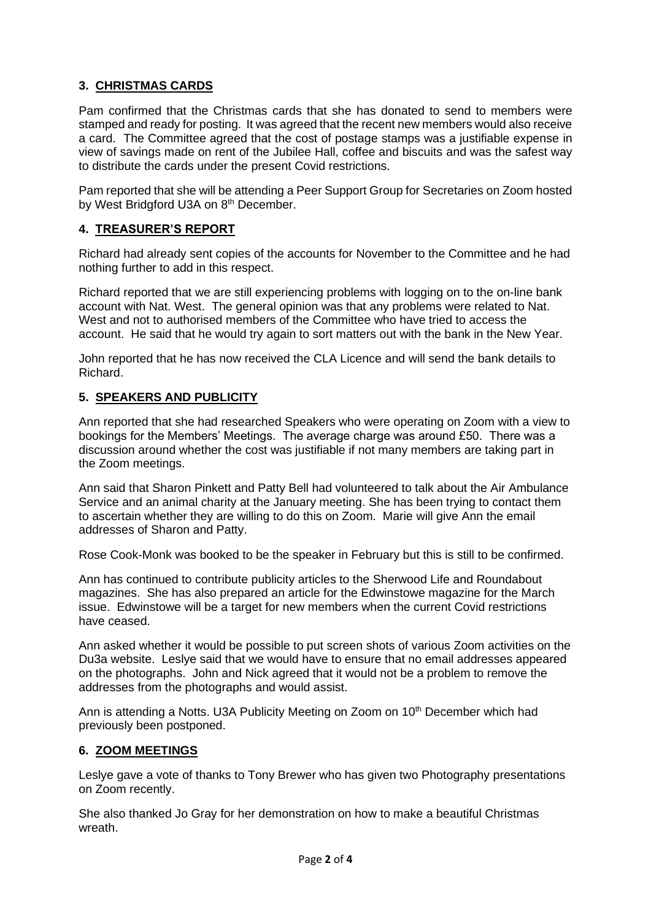## 3. CHRISTMAS CARDS

Pam confirmed that the Christmas cards that she has donated to send to members were stamped and ready for posting. It was agreed that the recent new members would also receive a card. The Committee agreed that the cost of postage stamps was a justifiable expense in view of savings made on rent of the Jubilee Hall, coffee and biscuits and was the safest way to distribute the cards under the present Covid restrictions.

Pam reported that she will be attending a Peer Support Group for Secretaries on Zoom hosted by West Bridgford U3A on 8th December.

## 4. TREASURER'S REPORT

Richard had already sent copies of the accounts for November to the Committee and he had nothing further to add in this respect.

Richard reported that we are still experiencing problems with logging on to the on-line bank account with Nat. West. The general opinion was that any problems were related to Nat. West and not to authorised members of the Committee who have tried to access the account. He said that he would try again to sort matters out with the bank in the New Year.

John reported that he has now received the CLA Licence and will send the bank details to Richard.

## 5. SPEAKERS AND PUBLICITY

Ann reported that she had researched Speakers who were operating on Zoom with a view to bookings for the Members' Meetings. The average charge was around £50. There was a discussion around whether the cost was justifiable if not many members are taking part in the Zoom meetings.

Ann said that Sharon Pinkett and Patty Bell had volunteered to talk about the Air Ambulance Service and an animal charity at the January meeting. She has been trying to contact them to ascertain whether they are willing to do this on Zoom. Marie will give Ann the email addresses of Sharon and Patty.

Rose Cook-Monk was booked to be the speaker in February but this is still to be confirmed.

Ann has continued to contribute publicity articles to the Sherwood Life and Roundabout magazines. She has also prepared an article for the Edwinstowe magazine for the March issue. Edwinstowe will be a target for new members when the current Covid restrictions have ceased.

Ann asked whether it would be possible to put screen shots of various Zoom activities on the Du3a website. Leslye said that we would have to ensure that no email addresses appeared on the photographs. John and Nick agreed that it would not be a problem to remove the addresses from the photographs and would assist.

Ann is attending a Notts. U3A Publicity Meeting on Zoom on 10th December which had previously been postponed.

## 6. ZOOM MEETINGS

Leslye gave a vote of thanks to Tony Brewer who has given two Photography presentations on Zoom recently.

She also thanked Jo Gray for her demonstration on how to make a beautiful Christmas wreath.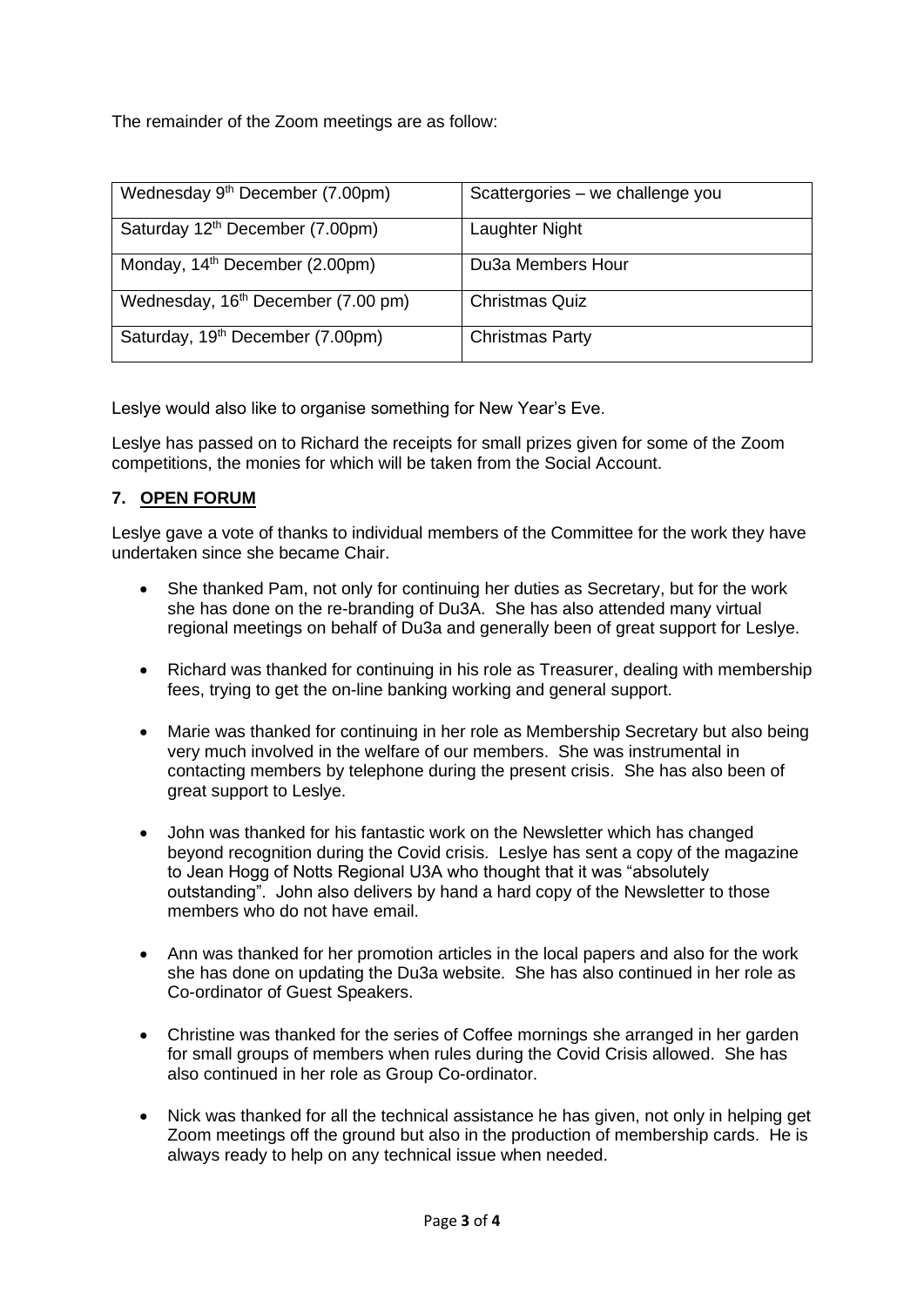The remainder of the Zoom meetings are as follow:

| | |
|---|---|
| Wednesday 9th December (7.00pm) | Scattergories – we challenge you |
| Saturday 12th December (7.00pm) | Laughter Night |
| Monday, 14th December (2.00pm) | Du3a Members Hour |
| Wednesday, 16th December (7.00 pm) | Christmas Quiz |
| Saturday, 19th December (7.00pm) | Christmas Party |

Leslye would also like to organise something for New Year's Eve.

Leslye has passed on to Richard the receipts for small prizes given for some of the Zoom competitions, the monies for which will be taken from the Social Account.

## 7. OPEN FORUM

Leslye gave a vote of thanks to individual members of the Committee for the work they have undertaken since she became Chair.

- She thanked Pam, not only for continuing her duties as Secretary, but for the work she has done on the re-branding of Du3A. She has also attended many virtual regional meetings on behalf of Du3a and generally been of great support for Leslye.
- Richard was thanked for continuing in his role as Treasurer, dealing with membership fees, trying to get the on-line banking working and general support.
- Marie was thanked for continuing in her role as Membership Secretary but also being very much involved in the welfare of our members. She was instrumental in contacting members by telephone during the present crisis. She has also been of great support to Leslye.
- John was thanked for his fantastic work on the Newsletter which has changed beyond recognition during the Covid crisis. Leslye has sent a copy of the magazine to Jean Hogg of Notts Regional U3A who thought that it was "absolutely outstanding". John also delivers by hand a hard copy of the Newsletter to those members who do not have email.
- Ann was thanked for her promotion articles in the local papers and also for the work she has done on updating the Du3a website. She has also continued in her role as Co-ordinator of Guest Speakers.
- Christine was thanked for the series of Coffee mornings she arranged in her garden for small groups of members when rules during the Covid Crisis allowed. She has also continued in her role as Group Co-ordinator.
- Nick was thanked for all the technical assistance he has given, not only in helping get Zoom meetings off the ground but also in the production of membership cards. He is always ready to help on any technical issue when needed.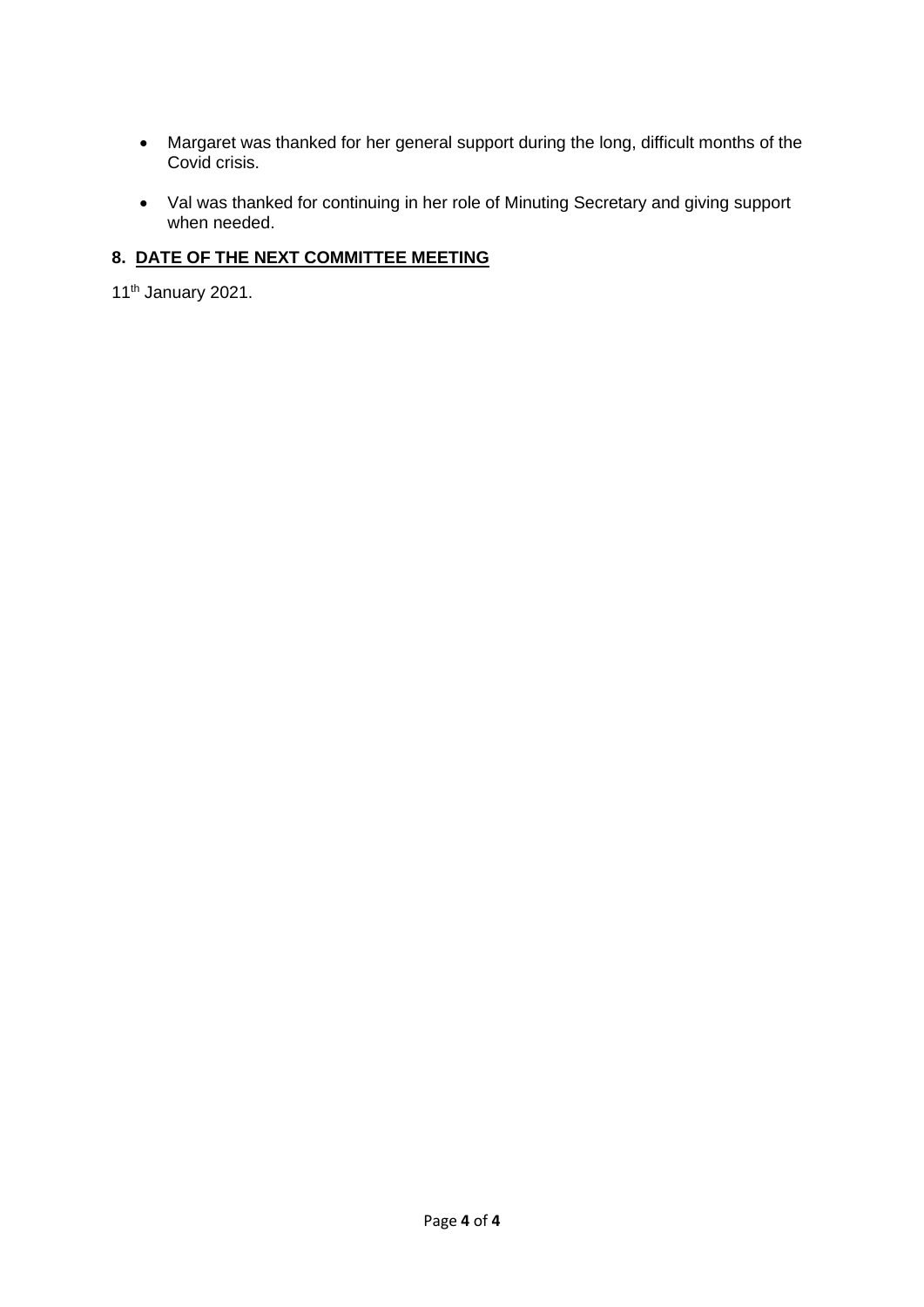- Margaret was thanked for her general support during the long, difficult months of the Covid crisis.

- Val was thanked for continuing in her role of Minuting Secretary and giving support when needed.

## 8. DATE OF THE NEXT COMMITTEE MEETING

11th January 2021.